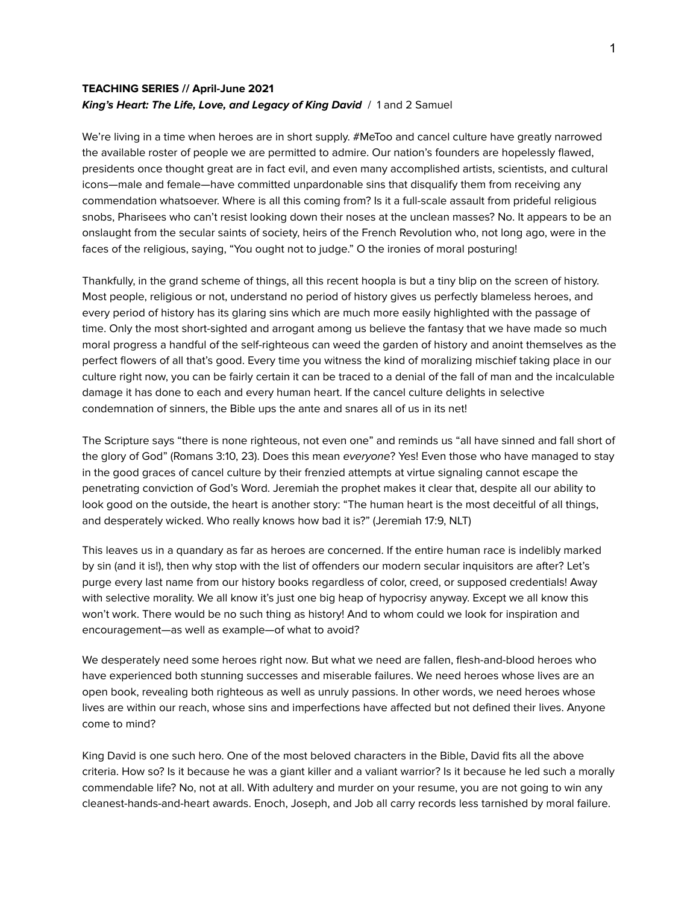**TEACHING SERIES // April-June 2021**

***King's Heart: The Life, Love, and Legacy of King David*** / 1 and 2 Samuel

We're living in a time when heroes are in short supply. #MeToo and cancel culture have greatly narrowed the available roster of people we are permitted to admire. Our nation's founders are hopelessly flawed, presidents once thought great are in fact evil, and even many accomplished artists, scientists, and cultural icons—male and female—have committed unpardonable sins that disqualify them from receiving any commendation whatsoever. Where is all this coming from? Is it a full-scale assault from prideful religious snobs, Pharisees who can't resist looking down their noses at the unclean masses? No. It appears to be an onslaught from the secular saints of society, heirs of the French Revolution who, not long ago, were in the faces of the religious, saying, "You ought not to judge." O the ironies of moral posturing!

Thankfully, in the grand scheme of things, all this recent hoopla is but a tiny blip on the screen of history. Most people, religious or not, understand no period of history gives us perfectly blameless heroes, and every period of history has its glaring sins which are much more easily highlighted with the passage of time. Only the most short-sighted and arrogant among us believe the fantasy that we have made so much moral progress a handful of the self-righteous can weed the garden of history and anoint themselves as the perfect flowers of all that's good. Every time you witness the kind of moralizing mischief taking place in our culture right now, you can be fairly certain it can be traced to a denial of the fall of man and the incalculable damage it has done to each and every human heart. If the cancel culture delights in selective condemnation of sinners, the Bible ups the ante and snares all of us in its net!

The Scripture says "there is none righteous, not even one" and reminds us "all have sinned and fall short of the glory of God" (Romans 3:10, 23). Does this mean *everyone*? Yes! Even those who have managed to stay in the good graces of cancel culture by their frenzied attempts at virtue signaling cannot escape the penetrating conviction of God's Word. Jeremiah the prophet makes it clear that, despite all our ability to look good on the outside, the heart is another story: "The human heart is the most deceitful of all things, and desperately wicked. Who really knows how bad it is?" (Jeremiah 17:9, NLT)

This leaves us in a quandary as far as heroes are concerned. If the entire human race is indelibly marked by sin (and it is!), then why stop with the list of offenders our modern secular inquisitors are after? Let's purge every last name from our history books regardless of color, creed, or supposed credentials! Away with selective morality. We all know it's just one big heap of hypocrisy anyway. Except we all know this won't work. There would be no such thing as history! And to whom could we look for inspiration and encouragement—as well as example—of what to avoid?

We desperately need some heroes right now. But what we need are fallen, flesh-and-blood heroes who have experienced both stunning successes and miserable failures. We need heroes whose lives are an open book, revealing both righteous as well as unruly passions. In other words, we need heroes whose lives are within our reach, whose sins and imperfections have affected but not defined their lives. Anyone come to mind?

King David is one such hero. One of the most beloved characters in the Bible, David fits all the above criteria. How so? Is it because he was a giant killer and a valiant warrior? Is it because he led such a morally commendable life? No, not at all. With adultery and murder on your resume, you are not going to win any cleanest-hands-and-heart awards. Enoch, Joseph, and Job all carry records less tarnished by moral failure.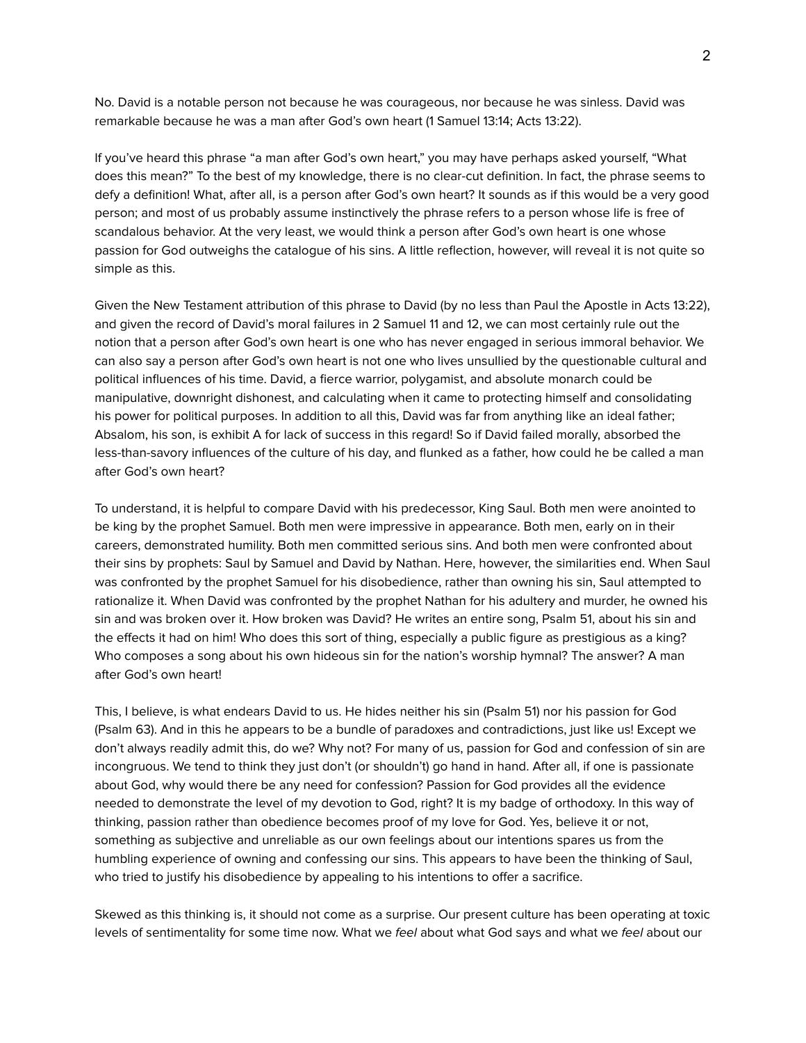No. David is a notable person not because he was courageous, nor because he was sinless. David was remarkable because he was a man after God's own heart (1 Samuel 13:14; Acts 13:22).

If you've heard this phrase "a man after God's own heart," you may have perhaps asked yourself, "What does this mean?" To the best of my knowledge, there is no clear-cut definition. In fact, the phrase seems to defy a definition! What, after all, is a person after God's own heart? It sounds as if this would be a very good person; and most of us probably assume instinctively the phrase refers to a person whose life is free of scandalous behavior. At the very least, we would think a person after God's own heart is one whose passion for God outweighs the catalogue of his sins. A little reflection, however, will reveal it is not quite so simple as this.

Given the New Testament attribution of this phrase to David (by no less than Paul the Apostle in Acts 13:22), and given the record of David's moral failures in 2 Samuel 11 and 12, we can most certainly rule out the notion that a person after God's own heart is one who has never engaged in serious immoral behavior. We can also say a person after God's own heart is not one who lives unsullied by the questionable cultural and political influences of his time. David, a fierce warrior, polygamist, and absolute monarch could be manipulative, downright dishonest, and calculating when it came to protecting himself and consolidating his power for political purposes. In addition to all this, David was far from anything like an ideal father; Absalom, his son, is exhibit A for lack of success in this regard! So if David failed morally, absorbed the less-than-savory influences of the culture of his day, and flunked as a father, how could he be called a man after God's own heart?

To understand, it is helpful to compare David with his predecessor, King Saul. Both men were anointed to be king by the prophet Samuel. Both men were impressive in appearance. Both men, early on in their careers, demonstrated humility. Both men committed serious sins. And both men were confronted about their sins by prophets: Saul by Samuel and David by Nathan. Here, however, the similarities end. When Saul was confronted by the prophet Samuel for his disobedience, rather than owning his sin, Saul attempted to rationalize it. When David was confronted by the prophet Nathan for his adultery and murder, he owned his sin and was broken over it. How broken was David? He writes an entire song, Psalm 51, about his sin and the effects it had on him! Who does this sort of thing, especially a public figure as prestigious as a king? Who composes a song about his own hideous sin for the nation's worship hymnal? The answer? A man after God's own heart!

This, I believe, is what endears David to us. He hides neither his sin (Psalm 51) nor his passion for God (Psalm 63). And in this he appears to be a bundle of paradoxes and contradictions, just like us! Except we don't always readily admit this, do we? Why not? For many of us, passion for God and confession of sin are incongruous. We tend to think they just don't (or shouldn't) go hand in hand. After all, if one is passionate about God, why would there be any need for confession? Passion for God provides all the evidence needed to demonstrate the level of my devotion to God, right? It is my badge of orthodoxy. In this way of thinking, passion rather than obedience becomes proof of my love for God. Yes, believe it or not, something as subjective and unreliable as our own feelings about our intentions spares us from the humbling experience of owning and confessing our sins. This appears to have been the thinking of Saul, who tried to justify his disobedience by appealing to his intentions to offer a sacrifice.

Skewed as this thinking is, it should not come as a surprise. Our present culture has been operating at toxic levels of sentimentality for some time now. What we *feel* about what God says and what we *feel* about our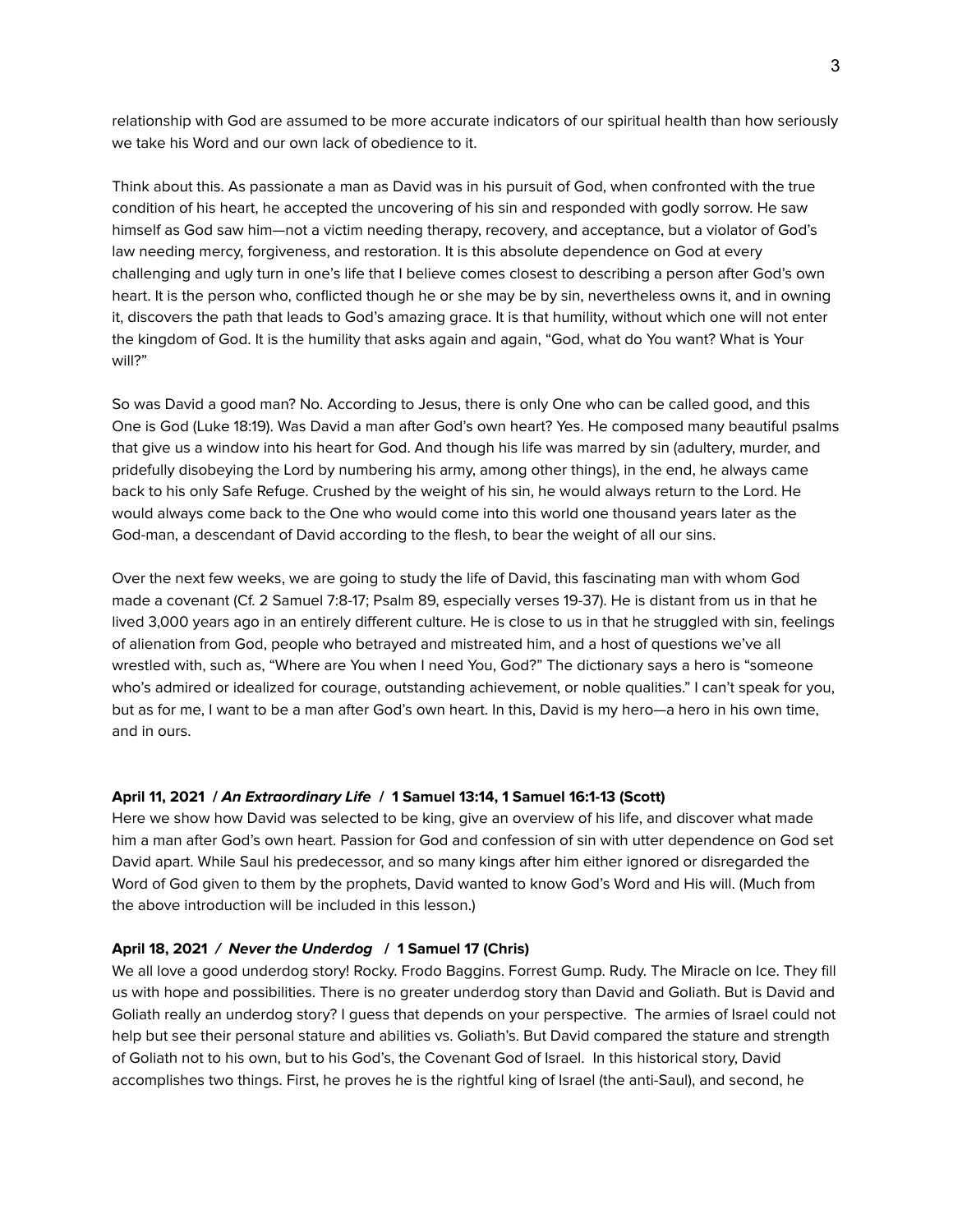relationship with God are assumed to be more accurate indicators of our spiritual health than how seriously we take his Word and our own lack of obedience to it.

Think about this. As passionate a man as David was in his pursuit of God, when confronted with the true condition of his heart, he accepted the uncovering of his sin and responded with godly sorrow. He saw himself as God saw him—not a victim needing therapy, recovery, and acceptance, but a violator of God's law needing mercy, forgiveness, and restoration. It is this absolute dependence on God at every challenging and ugly turn in one's life that I believe comes closest to describing a person after God's own heart. It is the person who, conflicted though he or she may be by sin, nevertheless owns it, and in owning it, discovers the path that leads to God's amazing grace. It is that humility, without which one will not enter the kingdom of God. It is the humility that asks again and again, "God, what do You want? What is Your will?"

So was David a good man? No. According to Jesus, there is only One who can be called good, and this One is God (Luke 18:19). Was David a man after God's own heart? Yes. He composed many beautiful psalms that give us a window into his heart for God. And though his life was marred by sin (adultery, murder, and pridefully disobeying the Lord by numbering his army, among other things), in the end, he always came back to his only Safe Refuge. Crushed by the weight of his sin, he would always return to the Lord. He would always come back to the One who would come into this world one thousand years later as the God-man, a descendant of David according to the flesh, to bear the weight of all our sins.

Over the next few weeks, we are going to study the life of David, this fascinating man with whom God made a covenant (Cf. 2 Samuel 7:8-17; Psalm 89, especially verses 19-37). He is distant from us in that he lived 3,000 years ago in an entirely different culture. He is close to us in that he struggled with sin, feelings of alienation from God, people who betrayed and mistreated him, and a host of questions we've all wrestled with, such as, "Where are You when I need You, God?" The dictionary says a hero is "someone who's admired or idealized for courage, outstanding achievement, or noble qualities." I can't speak for you, but as for me, I want to be a man after God's own heart. In this, David is my hero—a hero in his own time, and in ours.

**April 11, 2021 / *An Extraordinary Life* / 1 Samuel 13:14, 1 Samuel 16:1-13 (Scott)**

Here we show how David was selected to be king, give an overview of his life, and discover what made him a man after God's own heart. Passion for God and confession of sin with utter dependence on God set David apart. While Saul his predecessor, and so many kings after him either ignored or disregarded the Word of God given to them by the prophets, David wanted to know God's Word and His will. (Much from the above introduction will be included in this lesson.)

**April 18, 2021 / *Never the Underdog* / 1 Samuel 17 (Chris)**

We all love a good underdog story! Rocky. Frodo Baggins. Forrest Gump. Rudy. The Miracle on Ice. They fill us with hope and possibilities. There is no greater underdog story than David and Goliath. But is David and Goliath really an underdog story? I guess that depends on your perspective. The armies of Israel could not help but see their personal stature and abilities vs. Goliath's. But David compared the stature and strength of Goliath not to his own, but to his God's, the Covenant God of Israel. In this historical story, David accomplishes two things. First, he proves he is the rightful king of Israel (the anti-Saul), and second, he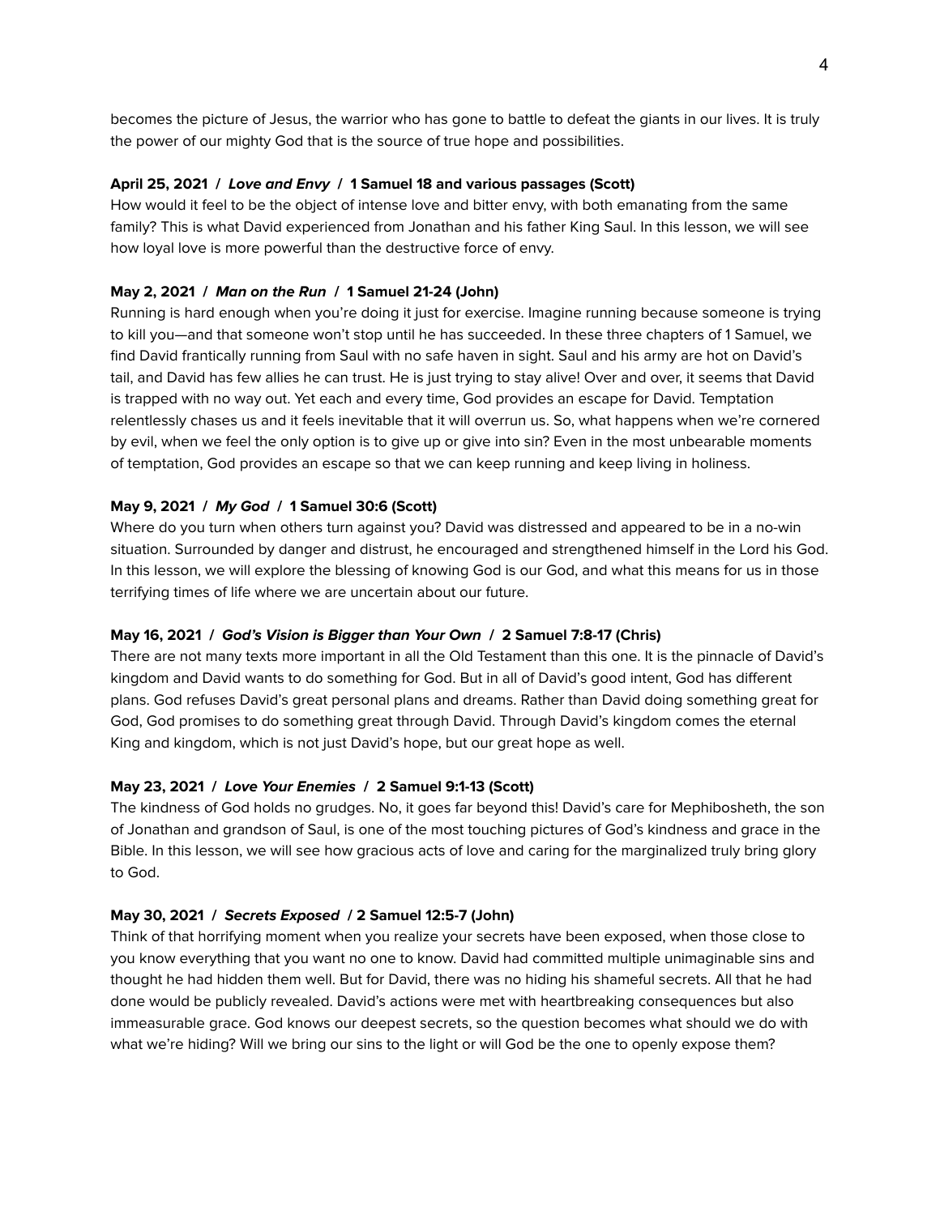becomes the picture of Jesus, the warrior who has gone to battle to defeat the giants in our lives. It is truly the power of our mighty God that is the source of true hope and possibilities.

**April 25, 2021 / *Love and Envy* / 1 Samuel 18 and various passages (Scott)**
How would it feel to be the object of intense love and bitter envy, with both emanating from the same family? This is what David experienced from Jonathan and his father King Saul. In this lesson, we will see how loyal love is more powerful than the destructive force of envy.

**May 2, 2021 / *Man on the Run* / 1 Samuel 21-24 (John)**
Running is hard enough when you're doing it just for exercise. Imagine running because someone is trying to kill you—and that someone won't stop until he has succeeded. In these three chapters of 1 Samuel, we find David frantically running from Saul with no safe haven in sight. Saul and his army are hot on David's tail, and David has few allies he can trust. He is just trying to stay alive! Over and over, it seems that David is trapped with no way out. Yet each and every time, God provides an escape for David. Temptation relentlessly chases us and it feels inevitable that it will overrun us. So, what happens when we're cornered by evil, when we feel the only option is to give up or give into sin? Even in the most unbearable moments of temptation, God provides an escape so that we can keep running and keep living in holiness.

**May 9, 2021 / *My God* / 1 Samuel 30:6 (Scott)**
Where do you turn when others turn against you? David was distressed and appeared to be in a no-win situation. Surrounded by danger and distrust, he encouraged and strengthened himself in the Lord his God. In this lesson, we will explore the blessing of knowing God is our God, and what this means for us in those terrifying times of life where we are uncertain about our future.

**May 16, 2021 / *God's Vision is Bigger than Your Own* / 2 Samuel 7:8-17 (Chris)**
There are not many texts more important in all the Old Testament than this one. It is the pinnacle of David's kingdom and David wants to do something for God. But in all of David's good intent, God has different plans. God refuses David's great personal plans and dreams. Rather than David doing something great for God, God promises to do something great through David. Through David's kingdom comes the eternal King and kingdom, which is not just David's hope, but our great hope as well.

**May 23, 2021 / *Love Your Enemies* / 2 Samuel 9:1-13 (Scott)**
The kindness of God holds no grudges. No, it goes far beyond this! David's care for Mephibosheth, the son of Jonathan and grandson of Saul, is one of the most touching pictures of God's kindness and grace in the Bible. In this lesson, we will see how gracious acts of love and caring for the marginalized truly bring glory to God.

**May 30, 2021 / *Secrets Exposed* / 2 Samuel 12:5-7 (John)**
Think of that horrifying moment when you realize your secrets have been exposed, when those close to you know everything that you want no one to know. David had committed multiple unimaginable sins and thought he had hidden them well. But for David, there was no hiding his shameful secrets. All that he had done would be publicly revealed. David's actions were met with heartbreaking consequences but also immeasurable grace. God knows our deepest secrets, so the question becomes what should we do with what we're hiding? Will we bring our sins to the light or will God be the one to openly expose them?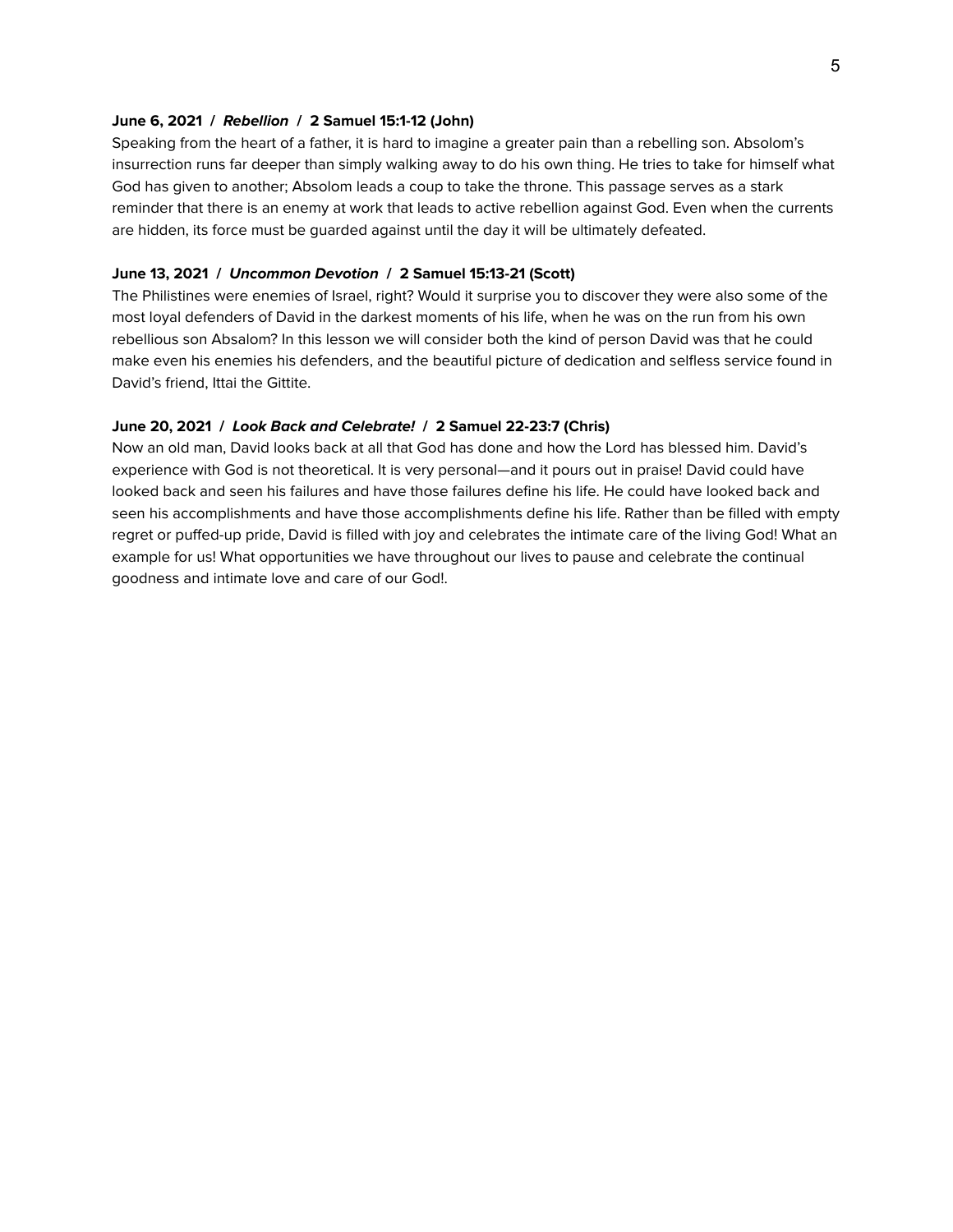**June 6, 2021 / *Rebellion* / 2 Samuel 15:1-12 (John)**

Speaking from the heart of a father, it is hard to imagine a greater pain than a rebelling son. Absolom's insurrection runs far deeper than simply walking away to do his own thing. He tries to take for himself what God has given to another; Absolom leads a coup to take the throne. This passage serves as a stark reminder that there is an enemy at work that leads to active rebellion against God. Even when the currents are hidden, its force must be guarded against until the day it will be ultimately defeated.

**June 13, 2021 / *Uncommon Devotion* / 2 Samuel 15:13-21 (Scott)**

The Philistines were enemies of Israel, right? Would it surprise you to discover they were also some of the most loyal defenders of David in the darkest moments of his life, when he was on the run from his own rebellious son Absalom? In this lesson we will consider both the kind of person David was that he could make even his enemies his defenders, and the beautiful picture of dedication and selfless service found in David's friend, Ittai the Gittite.

**June 20, 2021 / *Look Back and Celebrate!* / 2 Samuel 22-23:7 (Chris)**

Now an old man, David looks back at all that God has done and how the Lord has blessed him. David's experience with God is not theoretical. It is very personal—and it pours out in praise! David could have looked back and seen his failures and have those failures define his life. He could have looked back and seen his accomplishments and have those accomplishments define his life. Rather than be filled with empty regret or puffed-up pride, David is filled with joy and celebrates the intimate care of the living God! What an example for us! What opportunities we have throughout our lives to pause and celebrate the continual goodness and intimate love and care of our God!.